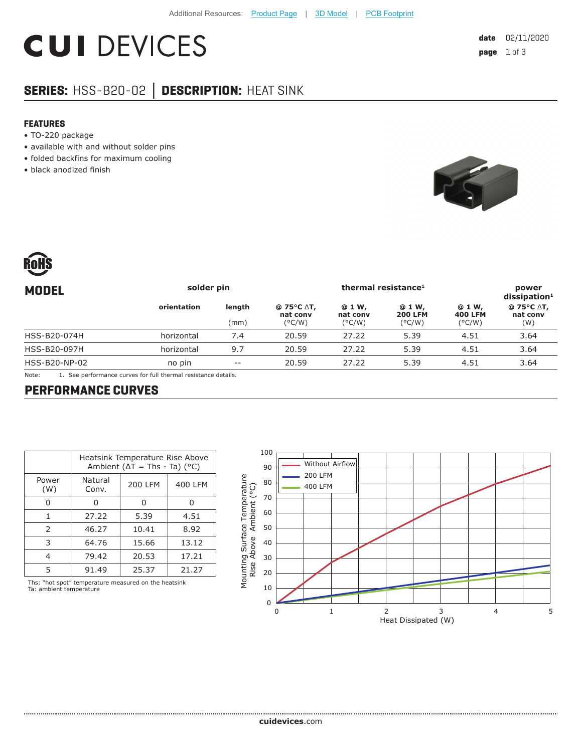Additional Resources: Product Page | 3D Model | PCB Footprint

# CUI DEVICES

date 02/11/2020

## SERIES: HSS-B20-02 | DESCRIPTION: HEAT SINK

### FEATURES

- TO-220 package
- available with and without solder pins
- folded backfins for maximum cooling
- black anodized finish

RoHS

| MODEL | solder pin | | thermal resistance[1] | | | | power dissipation[1] |
|---|---|---|---|---|---|---|---|
| | orientation | length (mm) | @ 75°C ΔT, nat conv (°C/W) | @ 1 W, nat conv (°C/W) | @ 1 W, 200 LFM (°C/W) | @ 1 W, 400 LFM (°C/W) | @ 75°C ΔT, nat conv (W) |
| HSS-B20-074H | horizontal | 7.4 | 20.59 | 27.22 | 5.39 | 4.51 | 3.64 |
| HSS-B20-097H | horizontal | 9.7 | 20.59 | 27.22 | 5.39 | 4.51 | 3.64 |
| HSS-B20-NP-02 | no pin | -- | 20.59 | 27.22 | 5.39 | 4.51 | 3.64 |

Note: 1. See performance curves for full thermal resistance details.

## PERFORMANCE CURVES

| Power (W) | Heatsink Temperature Rise Above Ambient (ΔT = Ths - Ta) (°C) | | |
|---|---|---|---|
| | Natural Conv. | 200 LFM | 400 LFM |
| 0 | 0 | 0 | 0 |
| 1 | 27.22 | 5.39 | 4.51 |
| 2 | 46.27 | 10.41 | 8.92 |
| 3 | 64.76 | 15.66 | 13.12 |
| 4 | 79.42 | 20.53 | 17.21 |
| 5 | 91.49 | 25.37 | 21.27 |

Ths: "hot spot" temperature measured on the heatsink
Ta: ambient temperature

cuidevices.com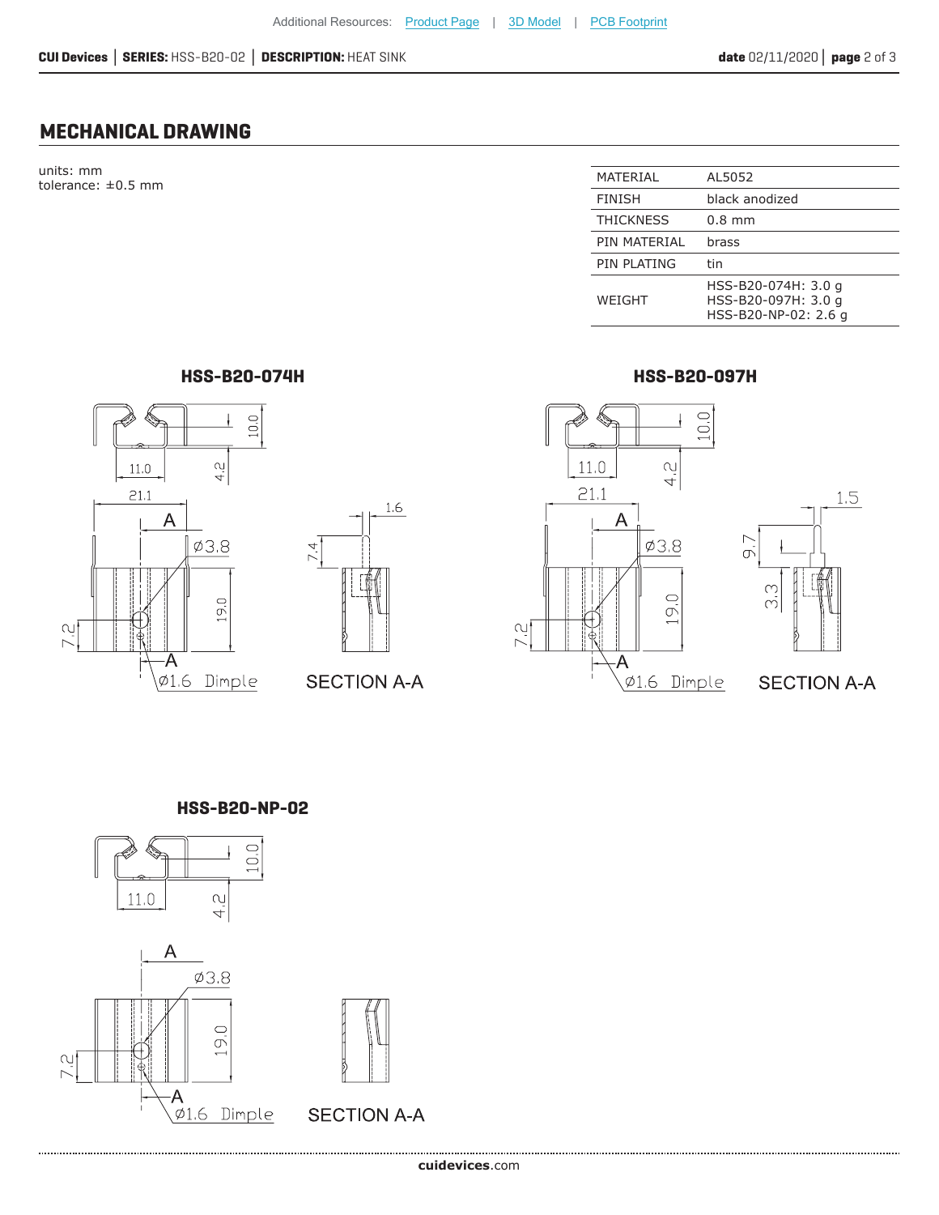Additional Resources: Product Page | 3D Model | PCB Footprint

## MECHANICAL DRAWING

units: mm
tolerance: ±0.5 mm

| | |
|---|---|
| MATERIAL | AL5052 |
| FINISH | black anodized |
| THICKNESS | 0.8 mm |
| PIN MATERIAL | brass |
| PIN PLATING | tin |
| WEIGHT | HSS-B20-074H: 3.0 g<br>HSS-B20-097H: 3.0 g<br>HSS-B20-NP-02: 2.6 g |

### HSS-B20-074H

10.0, 11.0, 4.2, 21.1, A, Ø3.8, 19.0, 7.2, A, Ø1.6 Dimple, 1.6, 7.4

SECTION A-A

### HSS-B20-097H

10.0, 11.0, 4.2, 21.1, A, Ø3.8, 19.0, 7.2, A, Ø1.6 Dimple, 1.5, 9.7, 3.3

SECTION A-A

### HSS-B20-NP-02

10.0, 11.0, 4.2, A, Ø3.8, 19.0, 7.2, A, Ø1.6 Dimple

SECTION A-A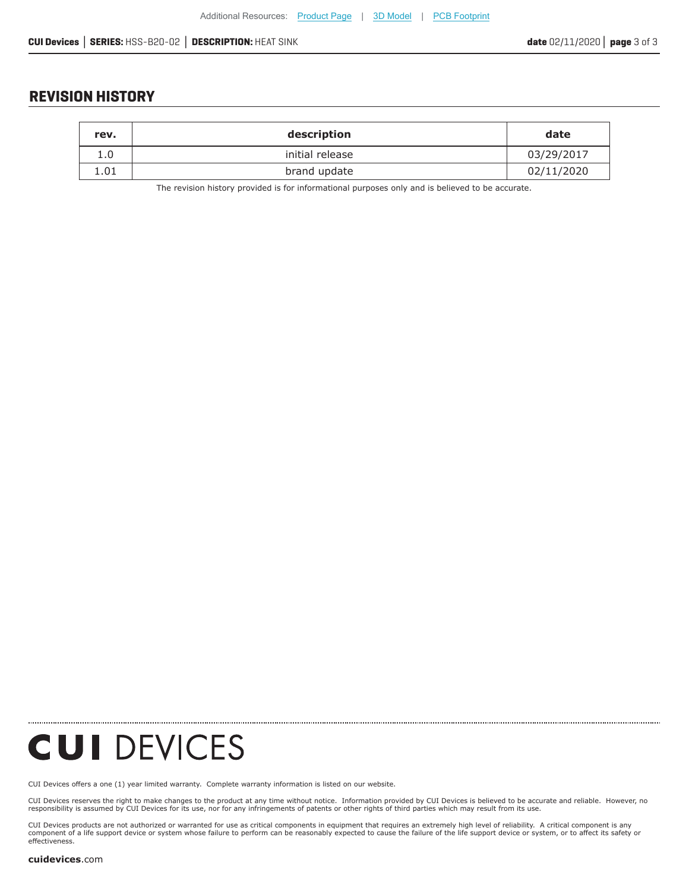## REVISION HISTORY

| rev. | description | date |
|---|---|---|
| 1.0 | initial release | 03/29/2017 |
| 1.01 | brand update | 02/11/2020 |

The revision history provided is for informational purposes only and is believed to be accurate.

CUI DEVICES

CUI Devices offers a one (1) year limited warranty. Complete warranty information is listed on our website.

CUI Devices reserves the right to make changes to the product at any time without notice. Information provided by CUI Devices is believed to be accurate and reliable. However, no responsibility is assumed by CUI Devices for its use, nor for any infringements of patents or other rights of third parties which may result from its use.

CUI Devices products are not authorized or warranted for use as critical components in equipment that requires an extremely high level of reliability. A critical component is any component of a life support device or system whose failure to perform can be reasonably expected to cause the failure of the life support device or system, or to affect its safety or effectiveness.

**cuidevices**.com